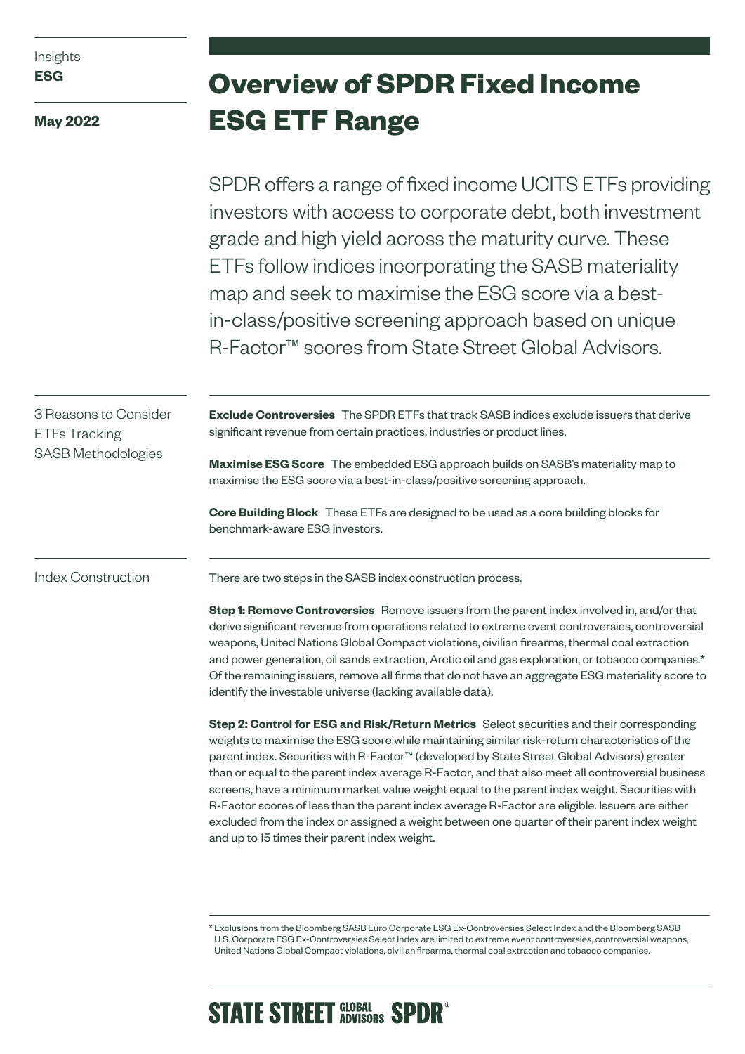Insights
**ESG**

**May 2022**

# Overview of SPDR Fixed Income ESG ETF Range

SPDR offers a range of fixed income UCITS ETFs providing investors with access to corporate debt, both investment grade and high yield across the maturity curve. These ETFs follow indices incorporating the SASB materiality map and seek to maximise the ESG score via a best-in-class/positive screening approach based on unique R-Factor™ scores from State Street Global Advisors.

## 3 Reasons to Consider ETFs Tracking SASB Methodologies

**Exclude Controversies** The SPDR ETFs that track SASB indices exclude issuers that derive significant revenue from certain practices, industries or product lines.

**Maximise ESG Score** The embedded ESG approach builds on SASB's materiality map to maximise the ESG score via a best-in-class/positive screening approach.

**Core Building Block** These ETFs are designed to be used as a core building blocks for benchmark-aware ESG investors.

## Index Construction

There are two steps in the SASB index construction process.

**Step 1: Remove Controversies** Remove issuers from the parent index involved in, and/or that derive significant revenue from operations related to extreme event controversies, controversial weapons, United Nations Global Compact violations, civilian firearms, thermal coal extraction and power generation, oil sands extraction, Arctic oil and gas exploration, or tobacco companies.* Of the remaining issuers, remove all firms that do not have an aggregate ESG materiality score to identify the investable universe (lacking available data).

**Step 2: Control for ESG and Risk/Return Metrics** Select securities and their corresponding weights to maximise the ESG score while maintaining similar risk-return characteristics of the parent index. Securities with R-Factor™ (developed by State Street Global Advisors) greater than or equal to the parent index average R-Factor, and that also meet all controversial business screens, have a minimum market value weight equal to the parent index weight. Securities with R-Factor scores of less than the parent index average R-Factor are eligible. Issuers are either excluded from the index or assigned a weight between one quarter of their parent index weight and up to 15 times their parent index weight.

* Exclusions from the Bloomberg SASB Euro Corporate ESG Ex-Controversies Select Index and the Bloomberg SASB U.S. Corporate ESG Ex-Controversies Select Index are limited to extreme event controversies, controversial weapons, United Nations Global Compact violations, civilian firearms, thermal coal extraction and tobacco companies.

STATE STREET GLOBAL ADVISORS SPDR®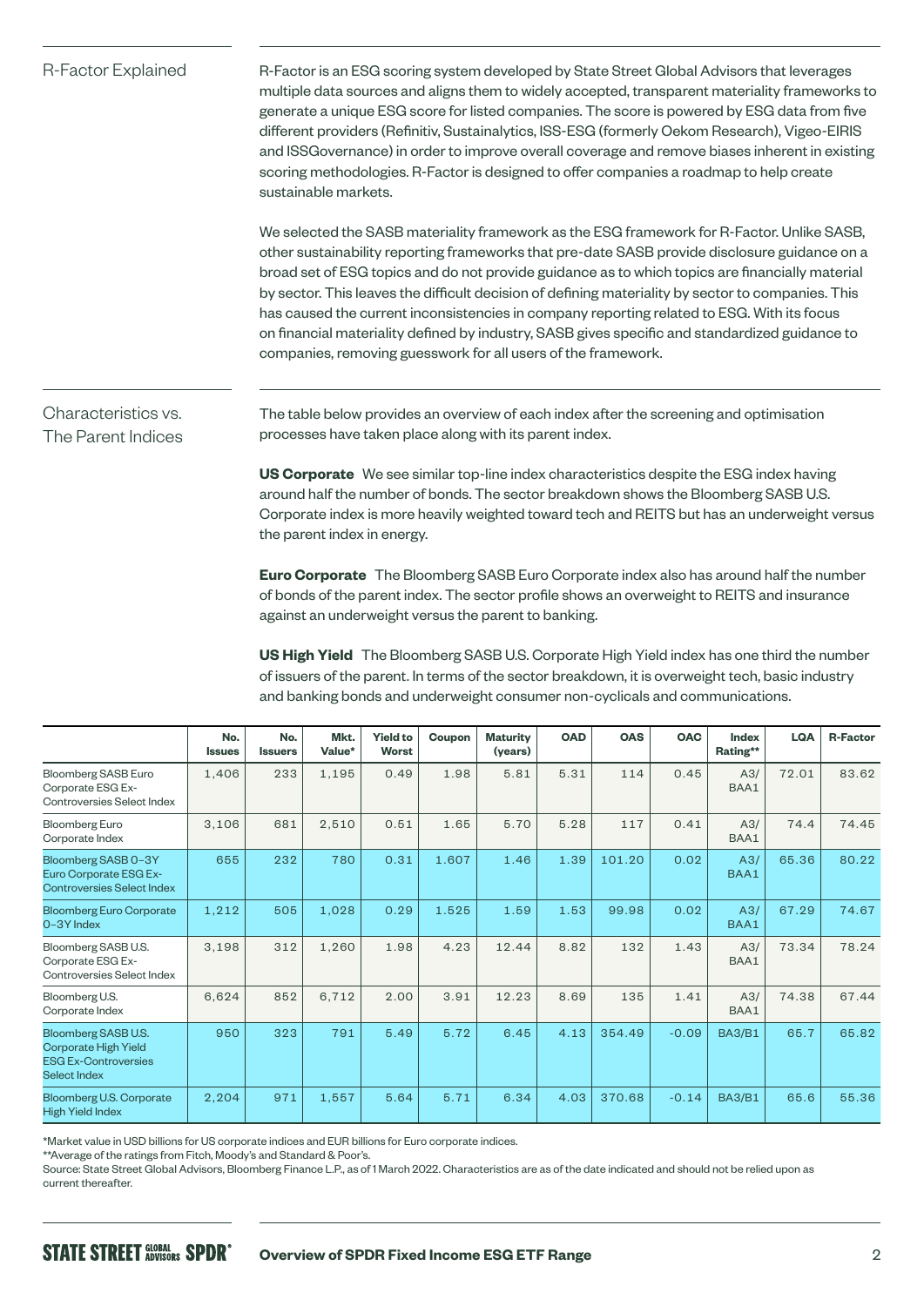## R-Factor Explained

R-Factor is an ESG scoring system developed by State Street Global Advisors that leverages multiple data sources and aligns them to widely accepted, transparent materiality frameworks to generate a unique ESG score for listed companies. The score is powered by ESG data from five different providers (Refinitiv, Sustainalytics, ISS-ESG (formerly Oekom Research), Vigeo-EIRIS and ISSGovernance) in order to improve overall coverage and remove biases inherent in existing scoring methodologies. R-Factor is designed to offer companies a roadmap to help create sustainable markets.

We selected the SASB materiality framework as the ESG framework for R-Factor. Unlike SASB, other sustainability reporting frameworks that pre-date SASB provide disclosure guidance on a broad set of ESG topics and do not provide guidance as to which topics are financially material by sector. This leaves the difficult decision of defining materiality by sector to companies. This has caused the current inconsistencies in company reporting related to ESG. With its focus on financial materiality defined by industry, SASB gives specific and standardized guidance to companies, removing guesswork for all users of the framework.

## Characteristics vs. The Parent Indices

The table below provides an overview of each index after the screening and optimisation processes have taken place along with its parent index.

**US Corporate** We see similar top-line index characteristics despite the ESG index having around half the number of bonds. The sector breakdown shows the Bloomberg SASB U.S. Corporate index is more heavily weighted toward tech and REITS but has an underweight versus the parent index in energy.

**Euro Corporate** The Bloomberg SASB Euro Corporate index also has around half the number of bonds of the parent index. The sector profile shows an overweight to REITS and insurance against an underweight versus the parent to banking.

**US High Yield** The Bloomberg SASB U.S. Corporate High Yield index has one third the number of issuers of the parent. In terms of the sector breakdown, it is overweight tech, basic industry and banking bonds and underweight consumer non-cyclicals and communications.

| | No. Issues | No. Issuers | Mkt. Value* | Yield to Worst | Coupon | Maturity (years) | OAD | OAS | OAC | Index Rating** | LQA | R-Factor |
|---|---|---|---|---|---|---|---|---|---|---|---|---|
| Bloomberg SASB Euro Corporate ESG Ex-Controversies Select Index | 1,406 | 233 | 1,195 | 0.49 | 1.98 | 5.81 | 5.31 | 114 | 0.45 | A3/BAA1 | 72.01 | 83.62 |
| Bloomberg Euro Corporate Index | 3,106 | 681 | 2,510 | 0.51 | 1.65 | 5.70 | 5.28 | 117 | 0.41 | A3/BAA1 | 74.4 | 74.45 |
| Bloomberg SASB 0–3Y Euro Corporate ESG Ex-Controversies Select Index | 655 | 232 | 780 | 0.31 | 1.607 | 1.46 | 1.39 | 101.20 | 0.02 | A3/BAA1 | 65.36 | 80.22 |
| Bloomberg Euro Corporate 0–3Y Index | 1,212 | 505 | 1,028 | 0.29 | 1.525 | 1.59 | 1.53 | 99.98 | 0.02 | A3/BAA1 | 67.29 | 74.67 |
| Bloomberg SASB U.S. Corporate ESG Ex-Controversies Select Index | 3,198 | 312 | 1,260 | 1.98 | 4.23 | 12.44 | 8.82 | 132 | 1.43 | A3/BAA1 | 73.34 | 78.24 |
| Bloomberg U.S. Corporate Index | 6,624 | 852 | 6,712 | 2.00 | 3.91 | 12.23 | 8.69 | 135 | 1.41 | A3/BAA1 | 74.38 | 67.44 |
| Bloomberg SASB U.S. Corporate High Yield ESG Ex-Controversies Select Index | 950 | 323 | 791 | 5.49 | 5.72 | 6.45 | 4.13 | 354.49 | -0.09 | BA3/B1 | 65.7 | 65.82 |
| Bloomberg U.S. Corporate High Yield Index | 2,204 | 971 | 1,557 | 5.64 | 5.71 | 6.34 | 4.03 | 370.68 | -0.14 | BA3/B1 | 65.6 | 55.36 |

*Market value in USD billions for US corporate indices and EUR billions for Euro corporate indices.
**Average of the ratings from Fitch, Moody's and Standard & Poor's.
Source: State Street Global Advisors, Bloomberg Finance L.P., as of 1 March 2022. Characteristics are as of the date indicated and should not be relied upon as current thereafter.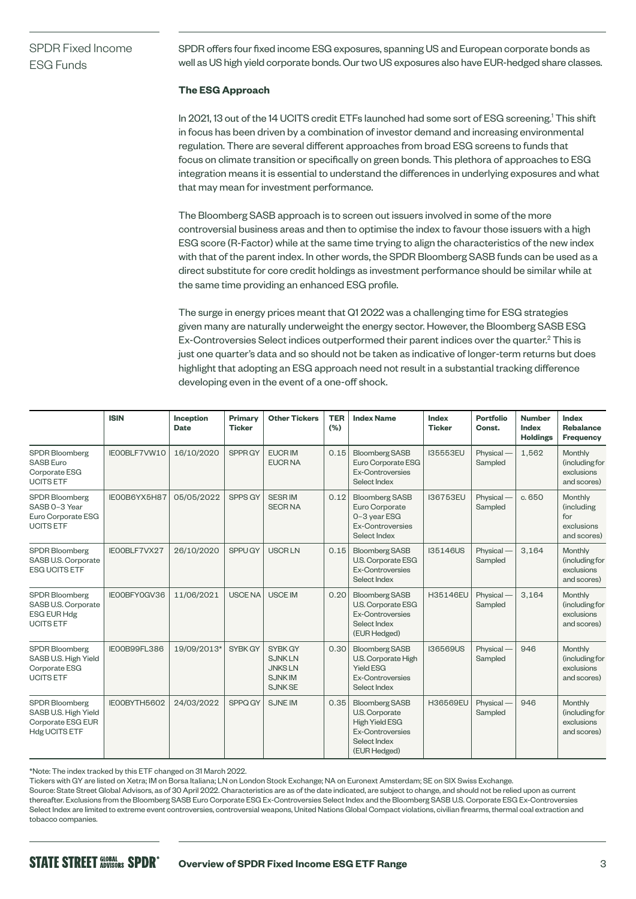## SPDR Fixed Income ESG Funds

SPDR offers four fixed income ESG exposures, spanning US and European corporate bonds as well as US high yield corporate bonds. Our two US exposures also have EUR-hedged share classes.

**The ESG Approach**

In 2021, 13 out of the 14 UCITS credit ETFs launched had some sort of ESG screening.[1] This shift in focus has been driven by a combination of investor demand and increasing environmental regulation. There are several different approaches from broad ESG screens to funds that focus on climate transition or specifically on green bonds. This plethora of approaches to ESG integration means it is essential to understand the differences in underlying exposures and what that may mean for investment performance.

The Bloomberg SASB approach is to screen out issuers involved in some of the more controversial business areas and then to optimise the index to favour those issuers with a high ESG score (R-Factor) while at the same time trying to align the characteristics of the new index with that of the parent index. In other words, the SPDR Bloomberg SASB funds can be used as a direct substitute for core credit holdings as investment performance should be similar while at the same time providing an enhanced ESG profile.

The surge in energy prices meant that Q1 2022 was a challenging time for ESG strategies given many are naturally underweight the energy sector. However, the Bloomberg SASB ESG Ex-Controversies Select indices outperformed their parent indices over the quarter.[2] This is just one quarter's data and so should not be taken as indicative of longer-term returns but does highlight that adopting an ESG approach need not result in a substantial tracking difference developing even in the event of a one-off shock.

| | ISIN | Inception Date | Primary Ticker | Other Tickers | TER (%) | Index Name | Index Ticker | Portfolio Const. | Number Index Holdings | Index Rebalance Frequency |
|---|---|---|---|---|---|---|---|---|---|---|
| SPDR Bloomberg SASB Euro Corporate ESG UCITS ETF | IE00BLF7VW10 | 16/10/2020 | SPPR GY | EUCR IM EUCR NA | 0.15 | Bloomberg SASB Euro Corporate ESG Ex-Controversies Select Index | I35553EU | Physical — Sampled | 1,562 | Monthly (including for exclusions and scores) |
| SPDR Bloomberg SASB 0–3 Year Euro Corporate ESG UCITS ETF | IE00B6YX5H87 | 05/05/2022 | SPPS GY | SESR IM SECR NA | 0.12 | Bloomberg SASB Euro Corporate 0–3 year ESG Ex-Controversies Select Index | I36753EU | Physical — Sampled | c. 650 | Monthly (including for exclusions and scores) |
| SPDR Bloomberg SASB U.S. Corporate ESG UCITS ETF | IE00BLF7VX27 | 26/10/2020 | SPPU GY | USCR LN | 0.15 | Bloomberg SASB U.S. Corporate ESG Ex-Controversies Select Index | I35146US | Physical — Sampled | 3,164 | Monthly (including for exclusions and scores) |
| SPDR Bloomberg SASB U.S. Corporate ESG EUR Hdg UCITS ETF | IE00BFY0GV36 | 11/06/2021 | USCE NA | USCE IM | 0.20 | Bloomberg SASB U.S. Corporate ESG Ex-Controversies Select Index (EUR Hedged) | H35146EU | Physical — Sampled | 3,164 | Monthly (including for exclusions and scores) |
| SPDR Bloomberg SASB U.S. High Yield Corporate ESG UCITS ETF | IE00B99FL386 | 19/09/2013* | SYBK GY | SYBK GY SJNK LN JNKS LN SJNK IM SJNK SE | 0.30 | Bloomberg SASB U.S. Corporate High Yield ESG Ex-Controversies Select Index | I36569US | Physical — Sampled | 946 | Monthly (including for exclusions and scores) |
| SPDR Bloomberg SASB U.S. High Yield Corporate ESG EUR Hdg UCITS ETF | IE00BYTH5602 | 24/03/2022 | SPPQ GY | SJNE IM | 0.35 | Bloomberg SASB U.S. Corporate High Yield ESG Ex-Controversies Select Index (EUR Hedged) | H36569EU | Physical — Sampled | 946 | Monthly (including for exclusions and scores) |

*Note: The index tracked by this ETF changed on 31 March 2022.

Tickers with GY are listed on Xetra; IM on Borsa Italiana; LN on London Stock Exchange; NA on Euronext Amsterdam; SE on SIX Swiss Exchange.

Source: State Street Global Advisors, as of 30 April 2022. Characteristics are as of the date indicated, are subject to change, and should not be relied upon as current thereafter. Exclusions from the Bloomberg SASB Euro Corporate ESG Ex-Controversies Select Index and the Bloomberg SASB U.S. Corporate ESG Ex-Controversies Select Index are limited to extreme event controversies, controversial weapons, United Nations Global Compact violations, civilian firearms, thermal coal extraction and tobacco companies.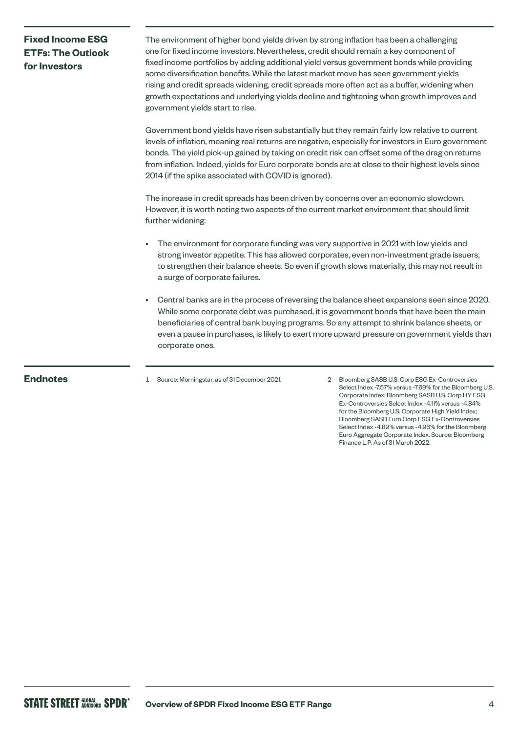## Fixed Income ESG ETFs: The Outlook for Investors

The environment of higher bond yields driven by strong inflation has been a challenging one for fixed income investors. Nevertheless, credit should remain a key component of fixed income portfolios by adding additional yield versus government bonds while providing some diversification benefits. While the latest market move has seen government yields rising and credit spreads widening, credit spreads more often act as a buffer, widening when growth expectations and underlying yields decline and tightening when growth improves and government yields start to rise.

Government bond yields have risen substantially but they remain fairly low relative to current levels of inflation, meaning real returns are negative, especially for investors in Euro government bonds. The yield pick-up gained by taking on credit risk can offset some of the drag on returns from inflation. Indeed, yields for Euro corporate bonds are at close to their highest levels since 2014 (if the spike associated with COVID is ignored).

The increase in credit spreads has been driven by concerns over an economic slowdown. However, it is worth noting two aspects of the current market environment that should limit further widening:

- The environment for corporate funding was very supportive in 2021 with low yields and strong investor appetite. This has allowed corporates, even non-investment grade issuers, to strengthen their balance sheets. So even if growth slows materially, this may not result in a surge of corporate failures.
- Central banks are in the process of reversing the balance sheet expansions seen since 2020. While some corporate debt was purchased, it is government bonds that have been the main beneficiaries of central bank buying programs. So any attempt to shrink balance sheets, or even a pause in purchases, is likely to exert more upward pressure on government yields than corporate ones.

## Endnotes

1 Source: Morningstar, as of 31 December 2021.

2 Bloomberg SASB U.S. Corp ESG Ex-Controversies Select Index -7.57% versus -7.69% for the Bloomberg U.S. Corporate Index; Bloomberg SASB U.S. Corp HY ESG Ex-Controversies Select Index -4.11% versus -4.84% for the Bloomberg U.S. Corporate High Yield Index; Bloomberg SASB Euro Corp ESG Ex-Controversies Select Index -4.89% versus -4.96% for the Bloomberg Euro Aggregate Corporate Index. Source: Bloomberg Finance L.P. As of 31 March 2022.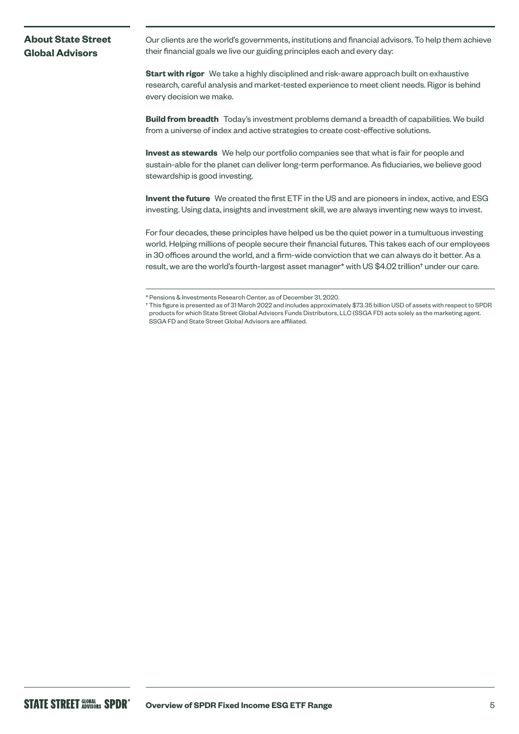## About State Street Global Advisors

Our clients are the world's governments, institutions and financial advisors. To help them achieve their financial goals we live our guiding principles each and every day:

**Start with rigor** We take a highly disciplined and risk-aware approach built on exhaustive research, careful analysis and market-tested experience to meet client needs. Rigor is behind every decision we make.

**Build from breadth** Today's investment problems demand a breadth of capabilities. We build from a universe of index and active strategies to create cost-effective solutions.

**Invest as stewards** We help our portfolio companies see that what is fair for people and sustain-able for the planet can deliver long-term performance. As fiduciaries, we believe good stewardship is good investing.

**Invent the future** We created the first ETF in the US and are pioneers in index, active, and ESG investing. Using data, insights and investment skill, we are always inventing new ways to invest.

For four decades, these principles have helped us be the quiet power in a tumultuous investing world. Helping millions of people secure their financial futures. This takes each of our employees in 30 offices around the world, and a firm-wide conviction that we can always do it better. As a result, we are the world's fourth-largest asset manager* with US $4.02 trillion† under our care.

* Pensions & Investments Research Center, as of December 31, 2020.

† This figure is presented as of 31 March 2022 and includes approximately $73.35 billion USD of assets with respect to SPDR products for which State Street Global Advisors Funds Distributors, LLC (SSGA FD) acts solely as the marketing agent. SSGA FD and State Street Global Advisors are affiliated.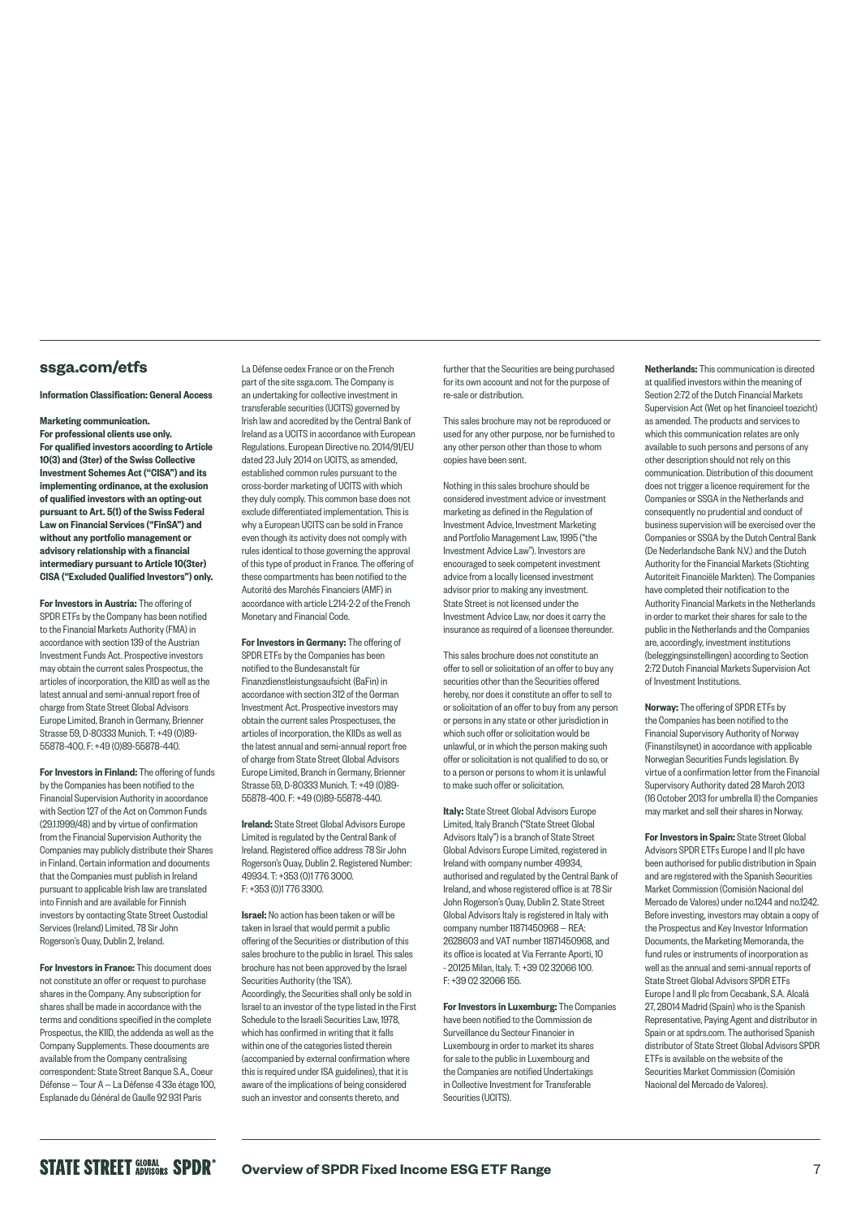## ssga.com/etfs

**Information Classification: General Access**

**Marketing communication.**
**For professional clients use only.**
**For qualified investors according to Article 10(3) and (3ter) of the Swiss Collective Investment Schemes Act ("CISA") and its implementing ordinance, at the exclusion of qualified investors with an opting-out pursuant to Art. 5(1) of the Swiss Federal Law on Financial Services ("FinSA") and without any portfolio management or advisory relationship with a financial intermediary pursuant to Article 10(3ter) CISA ("Excluded Qualified Investors") only.**

**For Investors in Austria:** The offering of SPDR ETFs by the Company has been notified to the Financial Markets Authority (FMA) in accordance with section 139 of the Austrian Investment Funds Act. Prospective investors may obtain the current sales Prospectus, the articles of incorporation, the KIID as well as the latest annual and semi-annual report free of charge from State Street Global Advisors Europe Limited, Branch in Germany, Brienner Strasse 59, D-80333 Munich. T: +49 (0)89-55878-400. F: +49 (0)89-55878-440.

**For Investors in Finland:** The offering of funds by the Companies has been notified to the Financial Supervision Authority in accordance with Section 127 of the Act on Common Funds (29.1.1999/48) and by virtue of confirmation from the Financial Supervision Authority the Companies may publicly distribute their Shares in Finland. Certain information and documents that the Companies must publish in Ireland pursuant to applicable Irish law are translated into Finnish and are available for Finnish investors by contacting State Street Custodial Services (Ireland) Limited, 78 Sir John Rogerson's Quay, Dublin 2, Ireland.

**For Investors in France:** This document does not constitute an offer or request to purchase shares in the Company. Any subscription for shares shall be made in accordance with the terms and conditions specified in the complete Prospectus, the KIID, the addenda as well as the Company Supplements. These documents are available from the Company centralising correspondent: State Street Banque S.A., Coeur Défense — Tour A — La Défense 4 33e étage 100, Esplanade du Général de Gaulle 92 931 Paris La Défense cedex France or on the French part of the site ssga.com. The Company is an undertaking for collective investment in transferable securities (UCITS) governed by Irish law and accredited by the Central Bank of Ireland as a UCITS in accordance with European Regulations. European Directive no. 2014/91/EU dated 23 July 2014 on UCITS, as amended, established common rules pursuant to the cross-border marketing of UCITS with which they duly comply. This common base does not exclude differentiated implementation. This is why a European UCITS can be sold in France even though its activity does not comply with rules identical to those governing the approval of this type of product in France. The offering of these compartments has been notified to the Autorité des Marchés Financiers (AMF) in accordance with article L214-2-2 of the French Monetary and Financial Code.

**For Investors in Germany:** The offering of SPDR ETFs by the Companies has been notified to the Bundesanstalt für Finanzdienstleistungsaufsicht (BaFin) in accordance with section 312 of the German Investment Act. Prospective investors may obtain the current sales Prospectuses, the articles of incorporation, the KIIDs as well as the latest annual and semi-annual report free of charge from State Street Global Advisors Europe Limited, Branch in Germany, Brienner Strasse 59, D-80333 Munich. T: +49 (0)89-55878-400. F: +49 (0)89-55878-440.

**Ireland:** State Street Global Advisors Europe Limited is regulated by the Central Bank of Ireland. Registered office address 78 Sir John Rogerson's Quay, Dublin 2. Registered Number: 49934. T: +353 (0)1 776 3000. F: +353 (0)1 776 3300.

**Israel:** No action has been taken or will be taken in Israel that would permit a public offering of the Securities or distribution of this sales brochure to the public in Israel. This sales brochure has not been approved by the Israel Securities Authority (the 'ISA'). Accordingly, the Securities shall only be sold in Israel to an investor of the type listed in the First Schedule to the Israeli Securities Law, 1978, which has confirmed in writing that it falls within one of the categories listed therein (accompanied by external confirmation where this is required under ISA guidelines), that it is aware of the implications of being considered such an investor and consents thereto, and further that the Securities are being purchased for its own account and not for the purpose of re-sale or distribution.

This sales brochure may not be reproduced or used for any other purpose, nor be furnished to any other person other than those to whom copies have been sent.

Nothing in this sales brochure should be considered investment advice or investment marketing as defined in the Regulation of Investment Advice, Investment Marketing and Portfolio Management Law, 1995 ("the Investment Advice Law"). Investors are encouraged to seek competent investment advice from a locally licensed investment advisor prior to making any investment. State Street is not licensed under the Investment Advice Law, nor does it carry the insurance as required of a licensee thereunder.

This sales brochure does not constitute an offer to sell or solicitation of an offer to buy any securities other than the Securities offered hereby, nor does it constitute an offer to sell to or solicitation of an offer to buy from any person or persons in any state or other jurisdiction in which such offer or solicitation would be unlawful, or in which the person making such offer or solicitation is not qualified to do so, or to a person or persons to whom it is unlawful to make such offer or solicitation.

**Italy:** State Street Global Advisors Europe Limited, Italy Branch ("State Street Global Advisors Italy") is a branch of State Street Global Advisors Europe Limited, registered in Ireland with company number 49934, authorised and regulated by the Central Bank of Ireland, and whose registered office is at 78 Sir John Rogerson's Quay, Dublin 2. State Street Global Advisors Italy is registered in Italy with company number 11871450968 — REA: 2628603 and VAT number 11871450968, and its office is located at Via Ferrante Aporti, 10 - 20125 Milan, Italy. T: +39 02 32066 100. F: +39 02 32066 155.

**For Investors in Luxemburg:** The Companies have been notified to the Commission de Surveillance du Secteur Financier in Luxembourg in order to market its shares for sale to the public in Luxembourg and the Companies are notified Undertakings in Collective Investment for Transferable Securities (UCITS).

**Netherlands:** This communication is directed at qualified investors within the meaning of Section 2:72 of the Dutch Financial Markets Supervision Act (Wet op het financieel toezicht) as amended. The products and services to which this communication relates are only available to such persons and persons of any other description should not rely on this communication. Distribution of this document does not trigger a licence requirement for the Companies or SSGA in the Netherlands and consequently no prudential and conduct of business supervision will be exercised over the Companies or SSGA by the Dutch Central Bank (De Nederlandsche Bank N.V.) and the Dutch Authority for the Financial Markets (Stichting Autoriteit Financiële Markten). The Companies have completed their notification to the Authority Financial Markets in the Netherlands in order to market their shares for sale to the public in the Netherlands and the Companies are, accordingly, investment institutions (beleggingsinstellingen) according to Section 2:72 Dutch Financial Markets Supervision Act of Investment Institutions.

**Norway:** The offering of SPDR ETFs by the Companies has been notified to the Financial Supervisory Authority of Norway (Finanstilsynet) in accordance with applicable Norwegian Securities Funds legislation. By virtue of a confirmation letter from the Financial Supervisory Authority dated 28 March 2013 (16 October 2013 for umbrella II) the Companies may market and sell their shares in Norway.

**For Investors in Spain:** State Street Global Advisors SPDR ETFs Europe I and II plc have been authorised for public distribution in Spain and are registered with the Spanish Securities Market Commission (Comisión Nacional del Mercado de Valores) under no.1244 and no.1242. Before investing, investors may obtain a copy of the Prospectus and Key Investor Information Documents, the Marketing Memoranda, the fund rules or instruments of incorporation as well as the annual and semi-annual reports of State Street Global Advisors SPDR ETFs Europe I and II plc from Cecabank, S.A. Alcalá 27, 28014 Madrid (Spain) who is the Spanish Representative, Paying Agent and distributor in Spain or at spdrs.com. The authorised Spanish distributor of State Street Global Advisors SPDR ETFs is available on the website of the Securities Market Commission (Comisión Nacional del Mercado de Valores).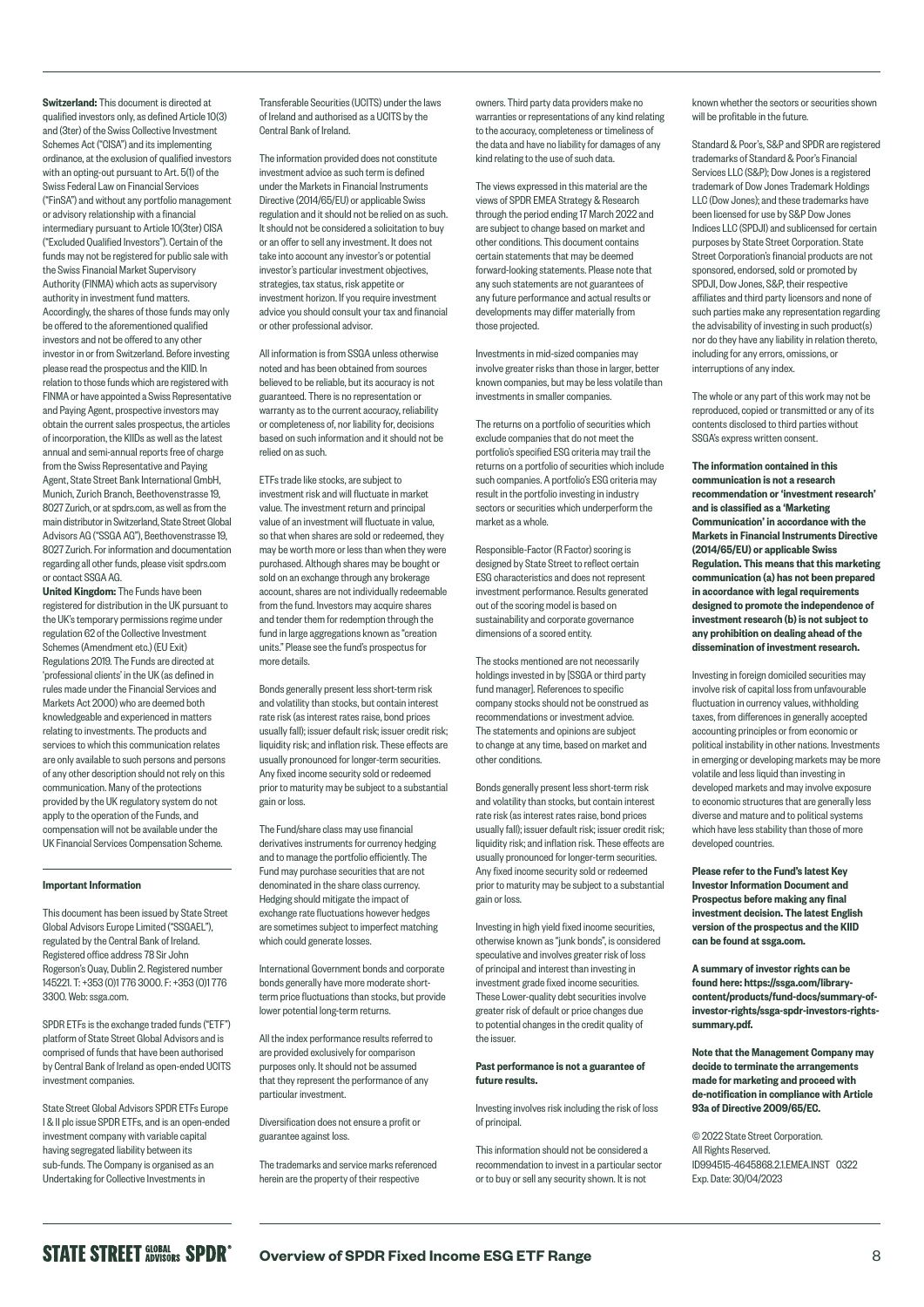**Switzerland:** This document is directed at qualified investors only, as defined Article 10(3) and (3ter) of the Swiss Collective Investment Schemes Act ("CISA") and its implementing ordinance, at the exclusion of qualified investors with an opting-out pursuant to Art. 5(1) of the Swiss Federal Law on Financial Services ("FinSA") and without any portfolio management or advisory relationship with a financial intermediary pursuant to Article 10(3ter) CISA ("Excluded Qualified Investors"). Certain of the funds may not be registered for public sale with the Swiss Financial Market Supervisory Authority (FINMA) which acts as supervisory authority in investment fund matters. Accordingly, the shares of those funds may only be offered to the aforementioned qualified investors and not be offered to any other investor in or from Switzerland. Before investing please read the prospectus and the KIID. In relation to those funds which are registered with FINMA or have appointed a Swiss Representative and Paying Agent, prospective investors may obtain the current sales prospectus, the articles of incorporation, the KIIDs as well as the latest annual and semi-annual reports free of charge from the Swiss Representative and Paying Agent, State Street Bank International GmbH, Munich, Zurich Branch, Beethovenstrasse 19, 8027 Zurich, or at spdrs.com, as well as from the main distributor in Switzerland, State Street Global Advisors AG ("SSGA AG"), Beethovenstrasse 19, 8027 Zurich. For information and documentation regarding all other funds, please visit spdrs.com or contact SSGA AG.

**United Kingdom:** The Funds have been registered for distribution in the UK pursuant to the UK's temporary permissions regime under regulation 62 of the Collective Investment Schemes (Amendment etc.) (EU Exit) Regulations 2019. The Funds are directed at 'professional clients' in the UK (as defined in rules made under the Financial Services and Markets Act 2000) who are deemed both knowledgeable and experienced in matters relating to investments. The products and services to which this communication relates are only available to such persons and persons of any other description should not rely on this communication. Many of the protections provided by the UK regulatory system do not apply to the operation of the Funds, and compensation will not be available under the UK Financial Services Compensation Scheme.

#### Important Information

This document has been issued by State Street Global Advisors Europe Limited ("SSGAEL"), regulated by the Central Bank of Ireland. Registered office address 78 Sir John Rogerson's Quay, Dublin 2. Registered number 145221. T: +353 (0)1 776 3000. F: +353 (0)1 776 3300. Web: ssga.com.

SPDR ETFs is the exchange traded funds ("ETF") platform of State Street Global Advisors and is comprised of funds that have been authorised by Central Bank of Ireland as open-ended UCITS investment companies.

State Street Global Advisors SPDR ETFs Europe I & II plc issue SPDR ETFs, and is an open-ended investment company with variable capital having segregated liability between its sub-funds. The Company is organised as an Undertaking for Collective Investments in Transferable Securities (UCITS) under the laws of Ireland and authorised as a UCITS by the Central Bank of Ireland.

The information provided does not constitute investment advice as such term is defined under the Markets in Financial Instruments Directive (2014/65/EU) or applicable Swiss regulation and it should not be relied on as such. It should not be considered a solicitation to buy or an offer to sell any investment. It does not take into account any investor's or potential investor's particular investment objectives, strategies, tax status, risk appetite or investment horizon. If you require investment advice you should consult your tax and financial or other professional advisor.

All information is from SSGA unless otherwise noted and has been obtained from sources believed to be reliable, but its accuracy is not guaranteed. There is no representation or warranty as to the current accuracy, reliability or completeness of, nor liability for, decisions based on such information and it should not be relied on as such.

ETFs trade like stocks, are subject to investment risk and will fluctuate in market value. The investment return and principal value of an investment will fluctuate in value, so that when shares are sold or redeemed, they may be worth more or less than when they were purchased. Although shares may be bought or sold on an exchange through any brokerage account, shares are not individually redeemable from the fund. Investors may acquire shares and tender them for redemption through the fund in large aggregations known as "creation units." Please see the fund's prospectus for more details.

Bonds generally present less short-term risk and volatility than stocks, but contain interest rate risk (as interest rates raise, bond prices usually fall); issuer default risk; issuer credit risk; liquidity risk; and inflation risk. These effects are usually pronounced for longer-term securities. Any fixed income security sold or redeemed prior to maturity may be subject to a substantial gain or loss.

The Fund/share class may use financial derivatives instruments for currency hedging and to manage the portfolio efficiently. The Fund may purchase securities that are not denominated in the share class currency. Hedging should mitigate the impact of exchange rate fluctuations however hedges are sometimes subject to imperfect matching which could generate losses.

International Government bonds and corporate bonds generally have more moderate short-term price fluctuations than stocks, but provide lower potential long-term returns.

All the index performance results referred to are provided exclusively for comparison purposes only. It should not be assumed that they represent the performance of any particular investment.

Diversification does not ensure a profit or guarantee against loss.

The trademarks and service marks referenced herein are the property of their respective owners. Third party data providers make no warranties or representations of any kind relating to the accuracy, completeness or timeliness of the data and have no liability for damages of any kind relating to the use of such data.

The views expressed in this material are the views of SPDR EMEA Strategy & Research through the period ending 17 March 2022 and are subject to change based on market and other conditions. This document contains certain statements that may be deemed forward-looking statements. Please note that any such statements are not guarantees of any future performance and actual results or developments may differ materially from those projected.

Investments in mid-sized companies may involve greater risks than those in larger, better known companies, but may be less volatile than investments in smaller companies.

The returns on a portfolio of securities which exclude companies that do not meet the portfolio's specified ESG criteria may trail the returns on a portfolio of securities which include such companies. A portfolio's ESG criteria may result in the portfolio investing in industry sectors or securities which underperform the market as a whole.

Responsible-Factor (R Factor) scoring is designed by State Street to reflect certain ESG characteristics and does not represent investment performance. Results generated out of the scoring model is based on sustainability and corporate governance dimensions of a scored entity.

The stocks mentioned are not necessarily holdings invested in by [SSGA or third party fund manager]. References to specific company stocks should not be construed as recommendations or investment advice. The statements and opinions are subject to change at any time, based on market and other conditions.

Bonds generally present less short-term risk and volatility than stocks, but contain interest rate risk (as interest rates raise, bond prices usually fall); issuer default risk; issuer credit risk; liquidity risk; and inflation risk. These effects are usually pronounced for longer-term securities. Any fixed income security sold or redeemed prior to maturity may be subject to a substantial gain or loss.

Investing in high yield fixed income securities, otherwise known as "junk bonds", is considered speculative and involves greater risk of loss of principal and interest than investing in investment grade fixed income securities. These Lower-quality debt securities involve greater risk of default or price changes due to potential changes in the credit quality of the issuer.

**Past performance is not a guarantee of future results.**

Investing involves risk including the risk of loss of principal.

This information should not be considered a recommendation to invest in a particular sector or to buy or sell any security shown. It is not known whether the sectors or securities shown will be profitable in the future.

Standard & Poor's, S&P and SPDR are registered trademarks of Standard & Poor's Financial Services LLC (S&P); Dow Jones is a registered trademark of Dow Jones Trademark Holdings LLC (Dow Jones); and these trademarks have been licensed for use by S&P Dow Jones Indices LLC (SPDJI) and sublicensed for certain purposes by State Street Corporation. State Street Corporation's financial products are not sponsored, endorsed, sold or promoted by SPDJI, Dow Jones, S&P, their respective affiliates and third party licensors and none of such parties make any representation regarding the advisability of investing in such product(s) nor do they have any liability in relation thereto, including for any errors, omissions, or interruptions of any index.

The whole or any part of this work may not be reproduced, copied or transmitted or any of its contents disclosed to third parties without SSGA's express written consent.

**The information contained in this communication is not a research recommendation or 'investment research' and is classified as a 'Marketing Communication' in accordance with the Markets in Financial Instruments Directive (2014/65/EU) or applicable Swiss Regulation. This means that this marketing communication (a) has not been prepared in accordance with legal requirements designed to promote the independence of investment research (b) is not subject to any prohibition on dealing ahead of the dissemination of investment research.**

Investing in foreign domiciled securities may involve risk of capital loss from unfavourable fluctuation in currency values, withholding taxes, from differences in generally accepted accounting principles or from economic or political instability in other nations. Investments in emerging or developing markets may be more volatile and less liquid than investing in developed markets and may involve exposure to economic structures that are generally less diverse and mature and to political systems which have less stability than those of more developed countries.

**Please refer to the Fund's latest Key Investor Information Document and Prospectus before making any final investment decision. The latest English version of the prospectus and the KIID can be found at ssga.com.**

**A summary of investor rights can be found here: https://ssga.com/library-content/products/fund-docs/summary-of-investor-rights/ssga-spdr-investors-rights-summary.pdf.**

**Note that the Management Company may decide to terminate the arrangements made for marketing and proceed with de-notification in compliance with Article 93a of Directive 2009/65/EC.**

© 2022 State Street Corporation.
All Rights Reserved.
ID994515-4645868.2.1.EMEA.INST 0322
Exp. Date: 30/04/2023